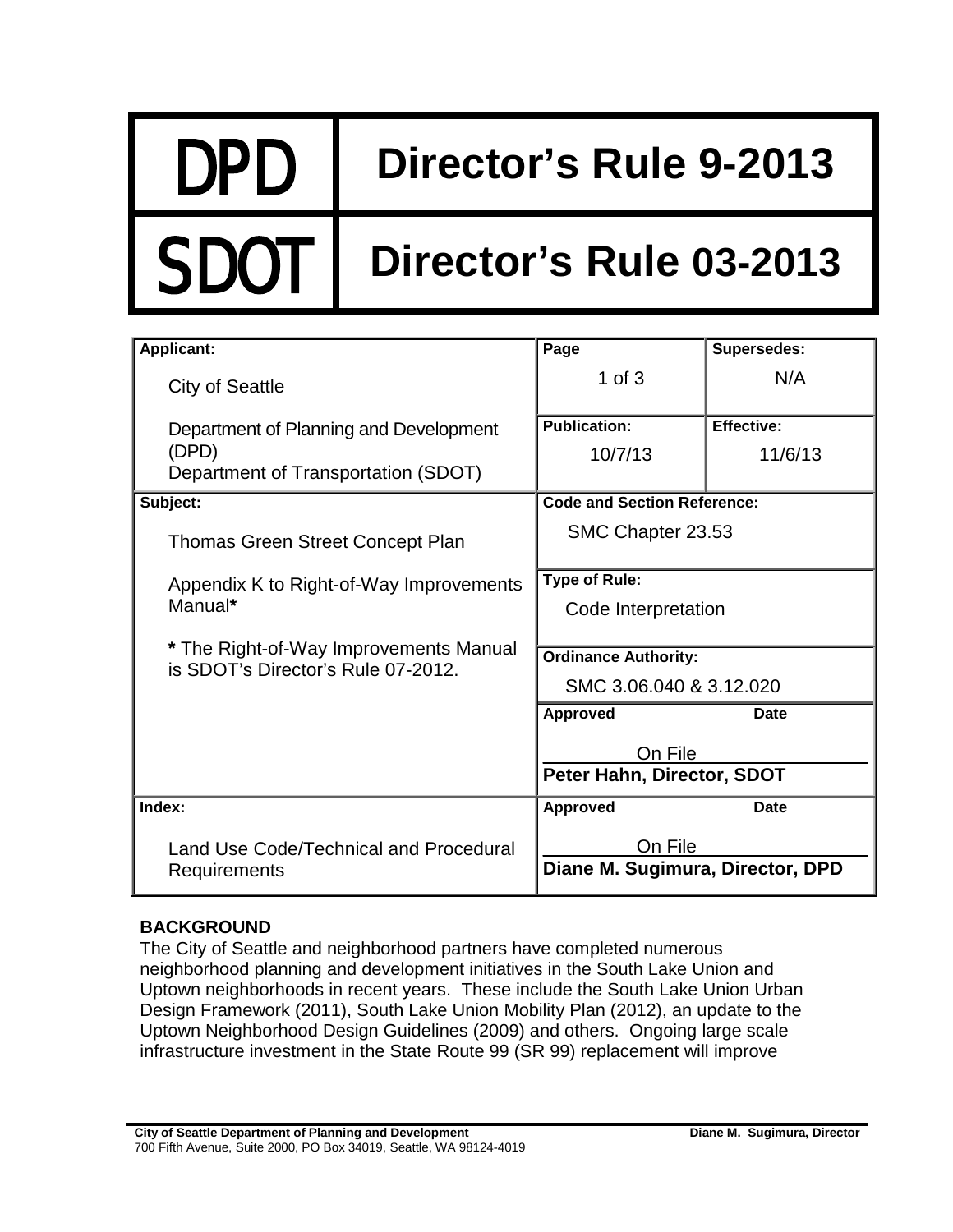| DPD | Director's Rule 9-2013 |
|---|---|
| SDOT | Director's Rule 03-2013 |

| Applicant: | Page | Supersedes: |
|---|---|---|
| City of Seattle<br><br>Department of Planning and Development (DPD)<br>Department of Transportation (SDOT) | 1 of 3 | N/A |
| | **Publication:** 10/7/13 | **Effective:** 11/6/13 |
| **Subject:**<br><br>Thomas Green Street Concept Plan<br><br>Appendix K to Right-of-Way Improvements Manual*<br><br>* The Right-of-Way Improvements Manual is SDOT's Director's Rule 07-2012. | **Code and Section Reference:**<br>SMC Chapter 23.53 | |
| | **Type of Rule:**<br>Code Interpretation | |
| | **Ordinance Authority:**<br>SMC 3.06.040 & 3.12.020 | |
| | **Approved** On File<br>**Peter Hahn, Director, SDOT** | **Date** |
| **Index:**<br><br>Land Use Code/Technical and Procedural Requirements | **Approved** On File<br>**Diane M. Sugimura, Director, DPD** | **Date** |

**BACKGROUND**

The City of Seattle and neighborhood partners have completed numerous neighborhood planning and development initiatives in the South Lake Union and Uptown neighborhoods in recent years. These include the South Lake Union Urban Design Framework (2011), South Lake Union Mobility Plan (2012), an update to the Uptown Neighborhood Design Guidelines (2009) and others. Ongoing large scale infrastructure investment in the State Route 99 (SR 99) replacement will improve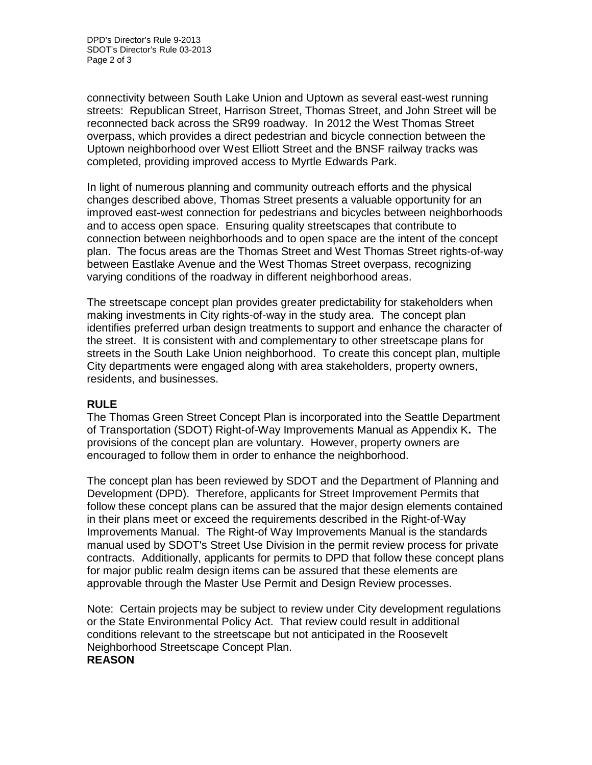connectivity between South Lake Union and Uptown as several east-west running streets: Republican Street, Harrison Street, Thomas Street, and John Street will be reconnected back across the SR99 roadway. In 2012 the West Thomas Street overpass, which provides a direct pedestrian and bicycle connection between the Uptown neighborhood over West Elliott Street and the BNSF railway tracks was completed, providing improved access to Myrtle Edwards Park.

In light of numerous planning and community outreach efforts and the physical changes described above, Thomas Street presents a valuable opportunity for an improved east-west connection for pedestrians and bicycles between neighborhoods and to access open space. Ensuring quality streetscapes that contribute to connection between neighborhoods and to open space are the intent of the concept plan. The focus areas are the Thomas Street and West Thomas Street rights-of-way between Eastlake Avenue and the West Thomas Street overpass, recognizing varying conditions of the roadway in different neighborhood areas.

The streetscape concept plan provides greater predictability for stakeholders when making investments in City rights-of-way in the study area. The concept plan identifies preferred urban design treatments to support and enhance the character of the street. It is consistent with and complementary to other streetscape plans for streets in the South Lake Union neighborhood. To create this concept plan, multiple City departments were engaged along with area stakeholders, property owners, residents, and businesses.

**RULE**

The Thomas Green Street Concept Plan is incorporated into the Seattle Department of Transportation (SDOT) Right-of-Way Improvements Manual as Appendix K**.** The provisions of the concept plan are voluntary. However, property owners are encouraged to follow them in order to enhance the neighborhood.

The concept plan has been reviewed by SDOT and the Department of Planning and Development (DPD). Therefore, applicants for Street Improvement Permits that follow these concept plans can be assured that the major design elements contained in their plans meet or exceed the requirements described in the Right-of-Way Improvements Manual. The Right-of Way Improvements Manual is the standards manual used by SDOT's Street Use Division in the permit review process for private contracts. Additionally, applicants for permits to DPD that follow these concept plans for major public realm design items can be assured that these elements are approvable through the Master Use Permit and Design Review processes.

Note: Certain projects may be subject to review under City development regulations or the State Environmental Policy Act. That review could result in additional conditions relevant to the streetscape but not anticipated in the Roosevelt Neighborhood Streetscape Concept Plan.

**REASON**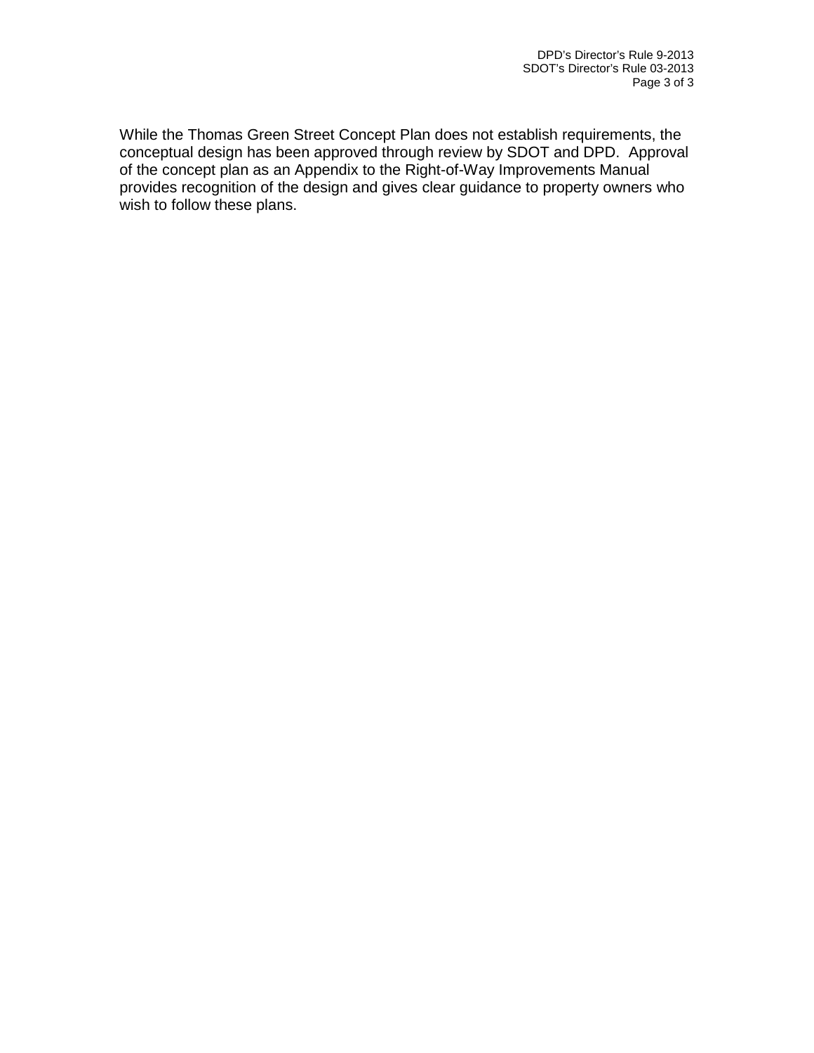While the Thomas Green Street Concept Plan does not establish requirements, the conceptual design has been approved through review by SDOT and DPD. Approval of the concept plan as an Appendix to the Right-of-Way Improvements Manual provides recognition of the design and gives clear guidance to property owners who wish to follow these plans.